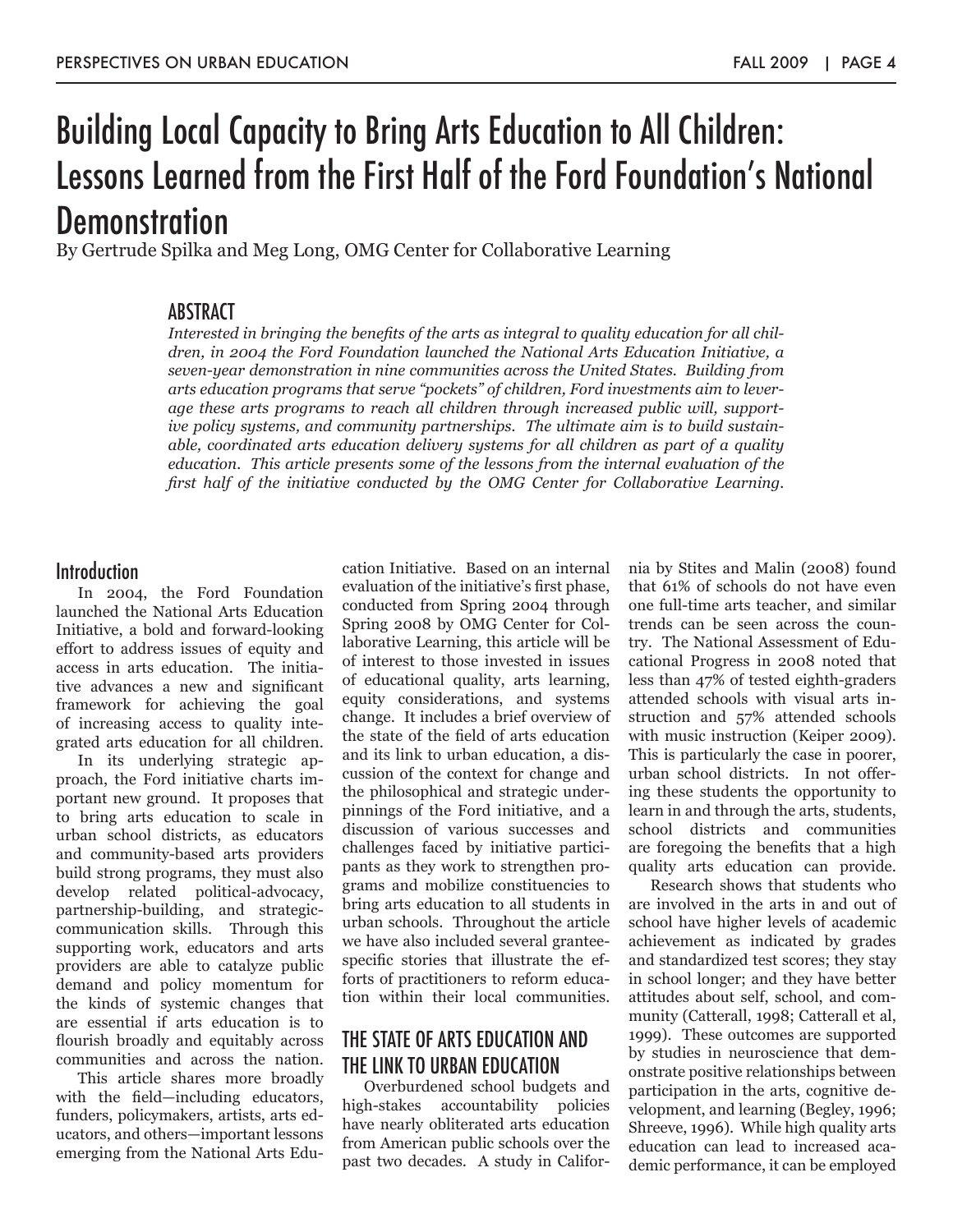# Building Local Capacity to Bring Arts Education to All Children: Lessons Learned from the First Half of the Ford Foundation's National Demonstration

By Gertrude Spilka and Meg Long, OMG Center for Collaborative Learning

## ABSTRACT

*Interested in bringing the benefits of the arts as integral to quality education for all children, in 2004 the Ford Foundation launched the National Arts Education Initiative, a seven-year demonstration in nine communities across the United States. Building from arts education programs that serve "pockets" of children, Ford investments aim to leverage these arts programs to reach all children through increased public will, supportive policy systems, and community partnerships. The ultimate aim is to build sustainable, coordinated arts education delivery systems for all children as part of a quality education. This article presents some of the lessons from the internal evaluation of the first half of the initiative conducted by the OMG Center for Collaborative Learning.*

## Introduction

In 2004, the Ford Foundation launched the National Arts Education Initiative, a bold and forward-looking effort to address issues of equity and access in arts education. The initiative advances a new and significant framework for achieving the goal of increasing access to quality integrated arts education for all children.

In its underlying strategic approach, the Ford initiative charts important new ground. It proposes that to bring arts education to scale in urban school districts, as educators and community-based arts providers build strong programs, they must also develop related political-advocacy, partnership-building, and strategic-communication skills. Through this supporting work, educators and arts providers are able to catalyze public demand and policy momentum for the kinds of systemic changes that are essential if arts education is to flourish broadly and equitably across communities and across the nation.

This article shares more broadly with the field—including educators, funders, policymakers, artists, arts educators, and others—important lessons emerging from the National Arts Education Initiative. Based on an internal evaluation of the initiative's first phase, conducted from Spring 2004 through Spring 2008 by OMG Center for Collaborative Learning, this article will be of interest to those invested in issues of educational quality, arts learning, equity considerations, and systems change. It includes a brief overview of the state of the field of arts education and its link to urban education, a discussion of the context for change and the philosophical and strategic underpinnings of the Ford initiative, and a discussion of various successes and challenges faced by initiative participants as they work to strengthen programs and mobilize constituencies to bring arts education to all students in urban schools. Throughout the article we have also included several grantee-specific stories that illustrate the efforts of practitioners to reform education within their local communities.

## THE STATE OF ARTS EDUCATION AND THE LINK TO URBAN EDUCATION

Overburdened school budgets and high-stakes accountability policies have nearly obliterated arts education from American public schools over the past two decades. A study in California by Stites and Malin (2008) found that 61% of schools do not have even one full-time arts teacher, and similar trends can be seen across the country. The National Assessment of Educational Progress in 2008 noted that less than 47% of tested eighth-graders attended schools with visual arts instruction and 57% attended schools with music instruction (Keiper 2009). This is particularly the case in poorer, urban school districts. In not offering these students the opportunity to learn in and through the arts, students, school districts and communities are foregoing the benefits that a high quality arts education can provide.

Research shows that students who are involved in the arts in and out of school have higher levels of academic achievement as indicated by grades and standardized test scores; they stay in school longer; and they have better attitudes about self, school, and community (Catterall, 1998; Catterall et al, 1999). These outcomes are supported by studies in neuroscience that demonstrate positive relationships between participation in the arts, cognitive development, and learning (Begley, 1996; Shreeve, 1996). While high quality arts education can lead to increased academic performance, it can be employed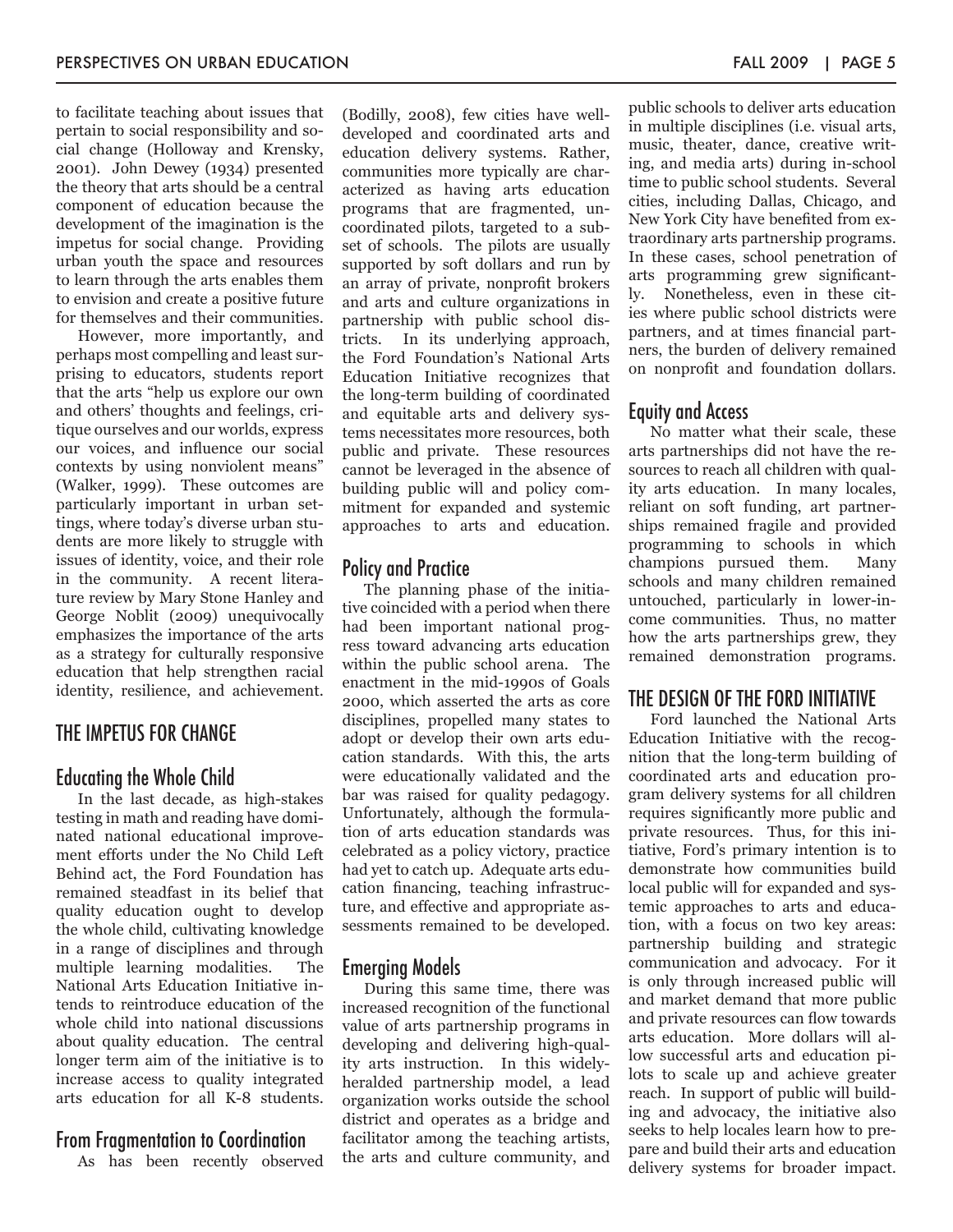to facilitate teaching about issues that pertain to social responsibility and social change (Holloway and Krensky, 2001). John Dewey (1934) presented the theory that arts should be a central component of education because the development of the imagination is the impetus for social change. Providing urban youth the space and resources to learn through the arts enables them to envision and create a positive future for themselves and their communities.

However, more importantly, and perhaps most compelling and least surprising to educators, students report that the arts "help us explore our own and others' thoughts and feelings, critique ourselves and our worlds, express our voices, and influence our social contexts by using nonviolent means" (Walker, 1999). These outcomes are particularly important in urban settings, where today's diverse urban students are more likely to struggle with issues of identity, voice, and their role in the community. A recent literature review by Mary Stone Hanley and George Noblit (2009) unequivocally emphasizes the importance of the arts as a strategy for culturally responsive education that help strengthen racial identity, resilience, and achievement.

## THE IMPETUS FOR CHANGE

### Educating the Whole Child

In the last decade, as high-stakes testing in math and reading have dominated national educational improvement efforts under the No Child Left Behind act, the Ford Foundation has remained steadfast in its belief that quality education ought to develop the whole child, cultivating knowledge in a range of disciplines and through multiple learning modalities. The National Arts Education Initiative intends to reintroduce education of the whole child into national discussions about quality education. The central longer term aim of the initiative is to increase access to quality integrated arts education for all K-8 students.

### From Fragmentation to Coordination

As has been recently observed (Bodilly, 2008), few cities have well-developed and coordinated arts and education delivery systems. Rather, communities more typically are characterized as having arts education programs that are fragmented, uncoordinated pilots, targeted to a subset of schools. The pilots are usually supported by soft dollars and run by an array of private, nonprofit brokers and arts and culture organizations in partnership with public school districts. In its underlying approach, the Ford Foundation's National Arts Education Initiative recognizes that the long-term building of coordinated and equitable arts and delivery systems necessitates more resources, both public and private. These resources cannot be leveraged in the absence of building public will and policy commitment for expanded and systemic approaches to arts and education.

### Policy and Practice

The planning phase of the initiative coincided with a period when there had been important national progress toward advancing arts education within the public school arena. The enactment in the mid-1990s of Goals 2000, which asserted the arts as core disciplines, propelled many states to adopt or develop their own arts education standards. With this, the arts were educationally validated and the bar was raised for quality pedagogy. Unfortunately, although the formulation of arts education standards was celebrated as a policy victory, practice had yet to catch up. Adequate arts education financing, teaching infrastructure, and effective and appropriate assessments remained to be developed.

### Emerging Models

During this same time, there was increased recognition of the functional value of arts partnership programs in developing and delivering high-quality arts instruction. In this widely-heralded partnership model, a lead organization works outside the school district and operates as a bridge and facilitator among the teaching artists, the arts and culture community, and public schools to deliver arts education in multiple disciplines (i.e. visual arts, music, theater, dance, creative writing, and media arts) during in-school time to public school students. Several cities, including Dallas, Chicago, and New York City have benefited from extraordinary arts partnership programs. In these cases, school penetration of arts programming grew significantly. Nonetheless, even in these cities where public school districts were partners, and at times financial partners, the burden of delivery remained on nonprofit and foundation dollars.

### Equity and Access

No matter what their scale, these arts partnerships did not have the resources to reach all children with quality arts education. In many locales, reliant on soft funding, art partnerships remained fragile and provided programming to schools in which champions pursued them. Many schools and many children remained untouched, particularly in lower-income communities. Thus, no matter how the arts partnerships grew, they remained demonstration programs.

## THE DESIGN OF THE FORD INITIATIVE

Ford launched the National Arts Education Initiative with the recognition that the long-term building of coordinated arts and education program delivery systems for all children requires significantly more public and private resources. Thus, for this initiative, Ford's primary intention is to demonstrate how communities build local public will for expanded and systemic approaches to arts and education, with a focus on two key areas: partnership building and strategic communication and advocacy. For it is only through increased public will and market demand that more public and private resources can flow towards arts education. More dollars will allow successful arts and education pilots to scale up and achieve greater reach. In support of public will building and advocacy, the initiative also seeks to help locales learn how to prepare and build their arts and education delivery systems for broader impact.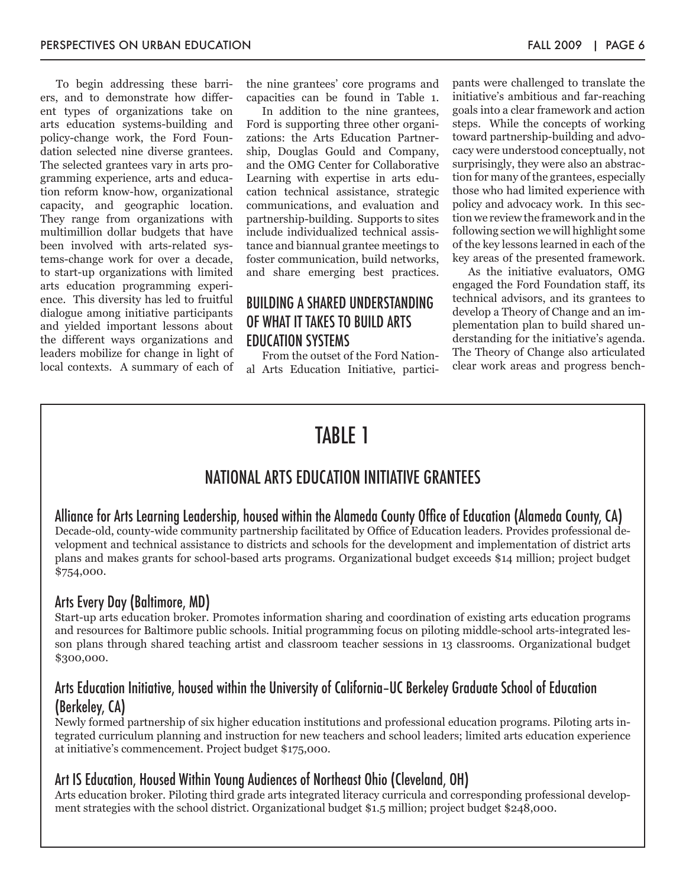To begin addressing these barriers, and to demonstrate how different types of organizations take on arts education systems-building and policy-change work, the Ford Foundation selected nine diverse grantees. The selected grantees vary in arts programming experience, arts and education reform know-how, organizational capacity, and geographic location. They range from organizations with multimillion dollar budgets that have been involved with arts-related systems-change work for over a decade, to start-up organizations with limited arts education programming experience. This diversity has led to fruitful dialogue among initiative participants and yielded important lessons about the different ways organizations and leaders mobilize for change in light of local contexts. A summary of each of the nine grantees' core programs and capacities can be found in Table 1.

In addition to the nine grantees, Ford is supporting three other organizations: the Arts Education Partnership, Douglas Gould and Company, and the OMG Center for Collaborative Learning with expertise in arts education technical assistance, strategic communications, and evaluation and partnership-building. Supports to sites include individualized technical assistance and biannual grantee meetings to foster communication, build networks, and share emerging best practices.

## BUILDING A SHARED UNDERSTANDING OF WHAT IT TAKES TO BUILD ARTS EDUCATION SYSTEMS

From the outset of the Ford National Arts Education Initiative, participants were challenged to translate the initiative's ambitious and far-reaching goals into a clear framework and action steps. While the concepts of working toward partnership-building and advocacy were understood conceptually, not surprisingly, they were also an abstraction for many of the grantees, especially those who had limited experience with policy and advocacy work. In this section we review the framework and in the following section we will highlight some of the key lessons learned in each of the key areas of the presented framework.

As the initiative evaluators, OMG engaged the Ford Foundation staff, its technical advisors, and its grantees to develop a Theory of Change and an implementation plan to build shared understanding for the initiative's agenda. The Theory of Change also articulated clear work areas and progress bench-

# TABLE 1

## NATIONAL ARTS EDUCATION INITIATIVE GRANTEES

### Alliance for Arts Learning Leadership, housed within the Alameda County Office of Education (Alameda County, CA)

Decade-old, county-wide community partnership facilitated by Office of Education leaders. Provides professional development and technical assistance to districts and schools for the development and implementation of district arts plans and makes grants for school-based arts programs. Organizational budget exceeds $14 million; project budget $754,000.

### Arts Every Day (Baltimore, MD)

Start-up arts education broker. Promotes information sharing and coordination of existing arts education programs and resources for Baltimore public schools. Initial programming focus on piloting middle-school arts-integrated lesson plans through shared teaching artist and classroom teacher sessions in 13 classrooms. Organizational budget $300,000.

### Arts Education Initiative, housed within the University of California–UC Berkeley Graduate School of Education (Berkeley, CA)

Newly formed partnership of six higher education institutions and professional education programs. Piloting arts integrated curriculum planning and instruction for new teachers and school leaders; limited arts education experience at initiative's commencement. Project budget $175,000.

### Art IS Education, Housed Within Young Audiences of Northeast Ohio (Cleveland, OH)

Arts education broker. Piloting third grade arts integrated literacy curricula and corresponding professional development strategies with the school district. Organizational budget $1.5 million; project budget $248,000.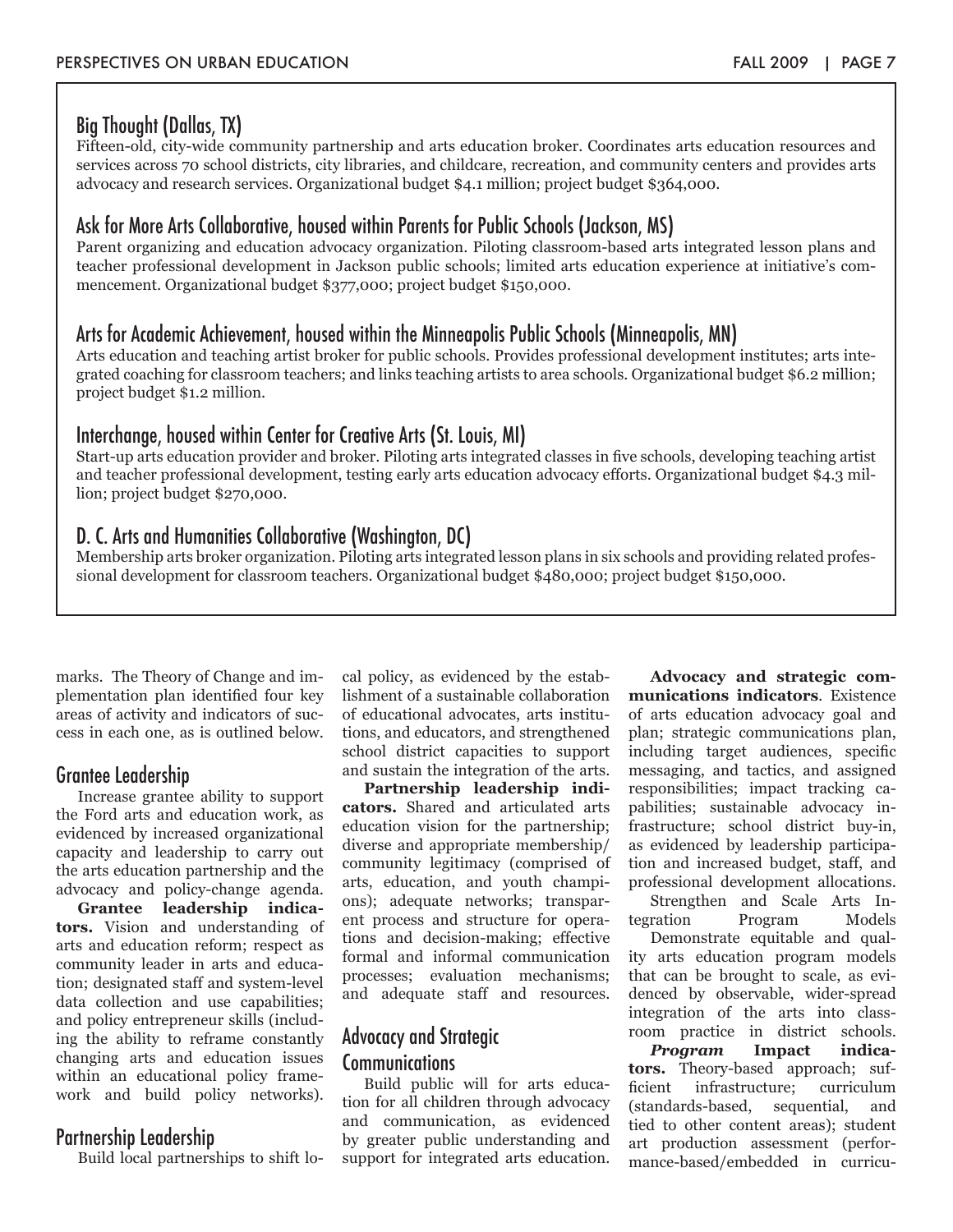### Big Thought (Dallas, TX)

Fifteen-old, city-wide community partnership and arts education broker. Coordinates arts education resources and services across 70 school districts, city libraries, and childcare, recreation, and community centers and provides arts advocacy and research services. Organizational budget $4.1 million; project budget $364,000.

### Ask for More Arts Collaborative, housed within Parents for Public Schools (Jackson, MS)

Parent organizing and education advocacy organization. Piloting classroom-based arts integrated lesson plans and teacher professional development in Jackson public schools; limited arts education experience at initiative's commencement. Organizational budget $377,000; project budget $150,000.

### Arts for Academic Achievement, housed within the Minneapolis Public Schools (Minneapolis, MN)

Arts education and teaching artist broker for public schools. Provides professional development institutes; arts integrated coaching for classroom teachers; and links teaching artists to area schools. Organizational budget $6.2 million; project budget $1.2 million.

### Interchange, housed within Center for Creative Arts (St. Louis, MI)

Start-up arts education provider and broker. Piloting arts integrated classes in five schools, developing teaching artist and teacher professional development, testing early arts education advocacy efforts. Organizational budget $4.3 million; project budget $270,000.

### D. C. Arts and Humanities Collaborative (Washington, DC)

Membership arts broker organization. Piloting arts integrated lesson plans in six schools and providing related professional development for classroom teachers. Organizational budget $480,000; project budget $150,000.

marks. The Theory of Change and implementation plan identified four key areas of activity and indicators of success in each one, as is outlined below.

## Grantee Leadership

Increase grantee ability to support the Ford arts and education work, as evidenced by increased organizational capacity and leadership to carry out the arts education partnership and the advocacy and policy-change agenda.

**Grantee leadership indicators.** Vision and understanding of arts and education reform; respect as community leader in arts and education; designated staff and system-level data collection and use capabilities; and policy entrepreneur skills (including the ability to reframe constantly changing arts and education issues within an educational policy framework and build policy networks).

## Partnership Leadership

Build local partnerships to shift local policy, as evidenced by the establishment of a sustainable collaboration of educational advocates, arts institutions, and educators, and strengthened school district capacities to support and sustain the integration of the arts.

**Partnership leadership indicators.** Shared and articulated arts education vision for the partnership; diverse and appropriate membership/community legitimacy (comprised of arts, education, and youth champions); adequate networks; transparent process and structure for operations and decision-making; effective formal and informal communication processes; evaluation mechanisms; and adequate staff and resources.

## Advocacy and Strategic Communications

Build public will for arts education for all children through advocacy and communication, as evidenced by greater public understanding and support for integrated arts education.

**Advocacy and strategic communications indicators**. Existence of arts education advocacy goal and plan; strategic communications plan, including target audiences, specific messaging, and tactics, and assigned responsibilities; impact tracking capabilities; sustainable advocacy infrastructure; school district buy-in, as evidenced by leadership participation and increased budget, staff, and professional development allocations.

Strengthen and Scale Arts Integration Program Models

Demonstrate equitable and quality arts education program models that can be brought to scale, as evidenced by observable, wider-spread integration of the arts into classroom practice in district schools.

***Program* Impact indicators.** Theory-based approach; sufficient infrastructure; curriculum (standards-based, sequential, and tied to other content areas); student art production assessment (performance-based/embedded in curricu-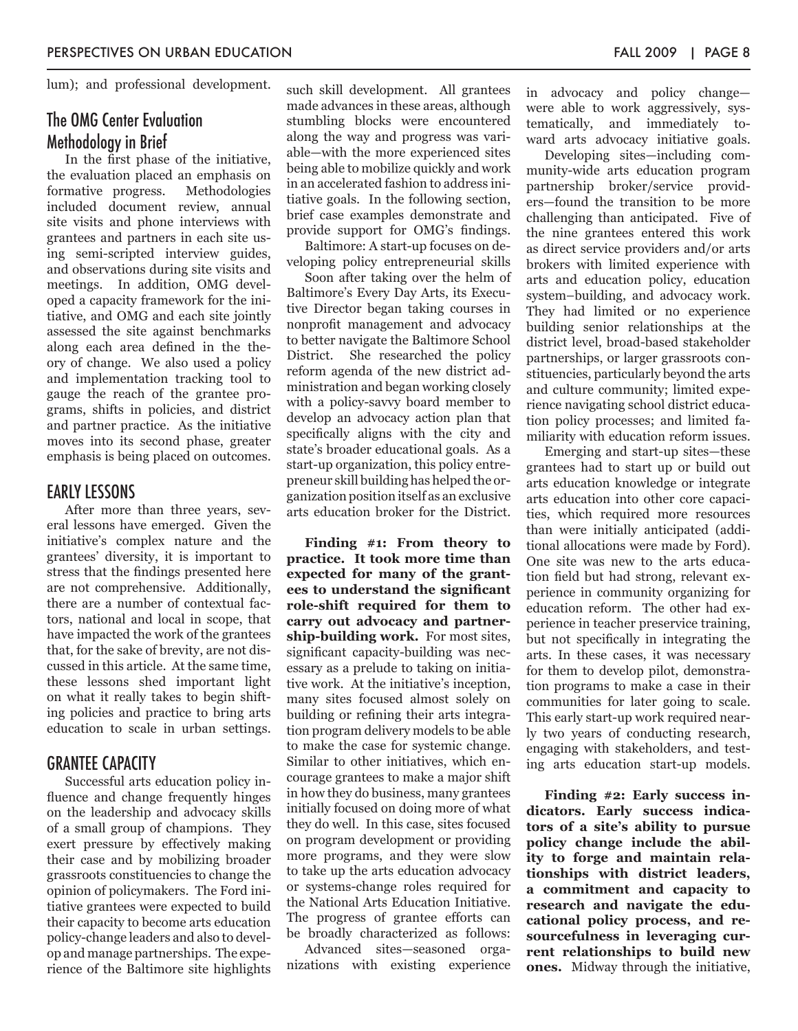lum); and professional development.

## The OMG Center Evaluation Methodology in Brief

In the first phase of the initiative, the evaluation placed an emphasis on formative progress. Methodologies included document review, annual site visits and phone interviews with grantees and partners in each site using semi-scripted interview guides, and observations during site visits and meetings. In addition, OMG developed a capacity framework for the initiative, and OMG and each site jointly assessed the site against benchmarks along each area defined in the theory of change. We also used a policy and implementation tracking tool to gauge the reach of the grantee programs, shifts in policies, and district and partner practice. As the initiative moves into its second phase, greater emphasis is being placed on outcomes.

## EARLY LESSONS

After more than three years, several lessons have emerged. Given the initiative's complex nature and the grantees' diversity, it is important to stress that the findings presented here are not comprehensive. Additionally, there are a number of contextual factors, national and local in scope, that have impacted the work of the grantees that, for the sake of brevity, are not discussed in this article. At the same time, these lessons shed important light on what it really takes to begin shifting policies and practice to bring arts education to scale in urban settings.

## GRANTEE CAPACITY

Successful arts education policy influence and change frequently hinges on the leadership and advocacy skills of a small group of champions. They exert pressure by effectively making their case and by mobilizing broader grassroots constituencies to change the opinion of policymakers. The Ford initiative grantees were expected to build their capacity to become arts education policy-change leaders and also to develop and manage partnerships. The experience of the Baltimore site highlights such skill development. All grantees made advances in these areas, although stumbling blocks were encountered along the way and progress was variable—with the more experienced sites being able to mobilize quickly and work in an accelerated fashion to address initiative goals. In the following section, brief case examples demonstrate and provide support for OMG's findings.

Baltimore: A start-up focuses on developing policy entrepreneurial skills

Soon after taking over the helm of Baltimore's Every Day Arts, its Executive Director began taking courses in nonprofit management and advocacy to better navigate the Baltimore School District. She researched the policy reform agenda of the new district administration and began working closely with a policy-savvy board member to develop an advocacy action plan that specifically aligns with the city and state's broader educational goals. As a start-up organization, this policy entrepreneur skill building has helped the organization position itself as an exclusive arts education broker for the District.

**Finding #1: From theory to practice. It took more time than expected for many of the grantees to understand the significant role-shift required for them to carry out advocacy and partnership-building work.** For most sites, significant capacity-building was necessary as a prelude to taking on initiative work. At the initiative's inception, many sites focused almost solely on building or refining their arts integration program delivery models to be able to make the case for systemic change. Similar to other initiatives, which encourage grantees to make a major shift in how they do business, many grantees initially focused on doing more of what they do well. In this case, sites focused on program development or providing more programs, and they were slow to take up the arts education advocacy or systems-change roles required for the National Arts Education Initiative. The progress of grantee efforts can be broadly characterized as follows:

Advanced sites—seasoned organizations with existing experience in advocacy and policy change—were able to work aggressively, systematically, and immediately toward arts advocacy initiative goals.

Developing sites—including community-wide arts education program partnership broker/service providers—found the transition to be more challenging than anticipated. Five of the nine grantees entered this work as direct service providers and/or arts brokers with limited experience with arts and education policy, education system–building, and advocacy work. They had limited or no experience building senior relationships at the district level, broad-based stakeholder partnerships, or larger grassroots constituencies, particularly beyond the arts and culture community; limited experience navigating school district education policy processes; and limited familiarity with education reform issues.

Emerging and start-up sites—these grantees had to start up or build out arts education knowledge or integrate arts education into other core capacities, which required more resources than were initially anticipated (additional allocations were made by Ford). One site was new to the arts education field but had strong, relevant experience in community organizing for education reform. The other had experience in teacher preservice training, but not specifically in integrating the arts. In these cases, it was necessary for them to develop pilot, demonstration programs to make a case in their communities for later going to scale. This early start-up work required nearly two years of conducting research, engaging with stakeholders, and testing arts education start-up models.

**Finding #2: Early success indicators. Early success indicators of a site's ability to pursue policy change include the ability to forge and maintain relationships with district leaders, a commitment and capacity to research and navigate the educational policy process, and resourcefulness in leveraging current relationships to build new ones.** Midway through the initiative,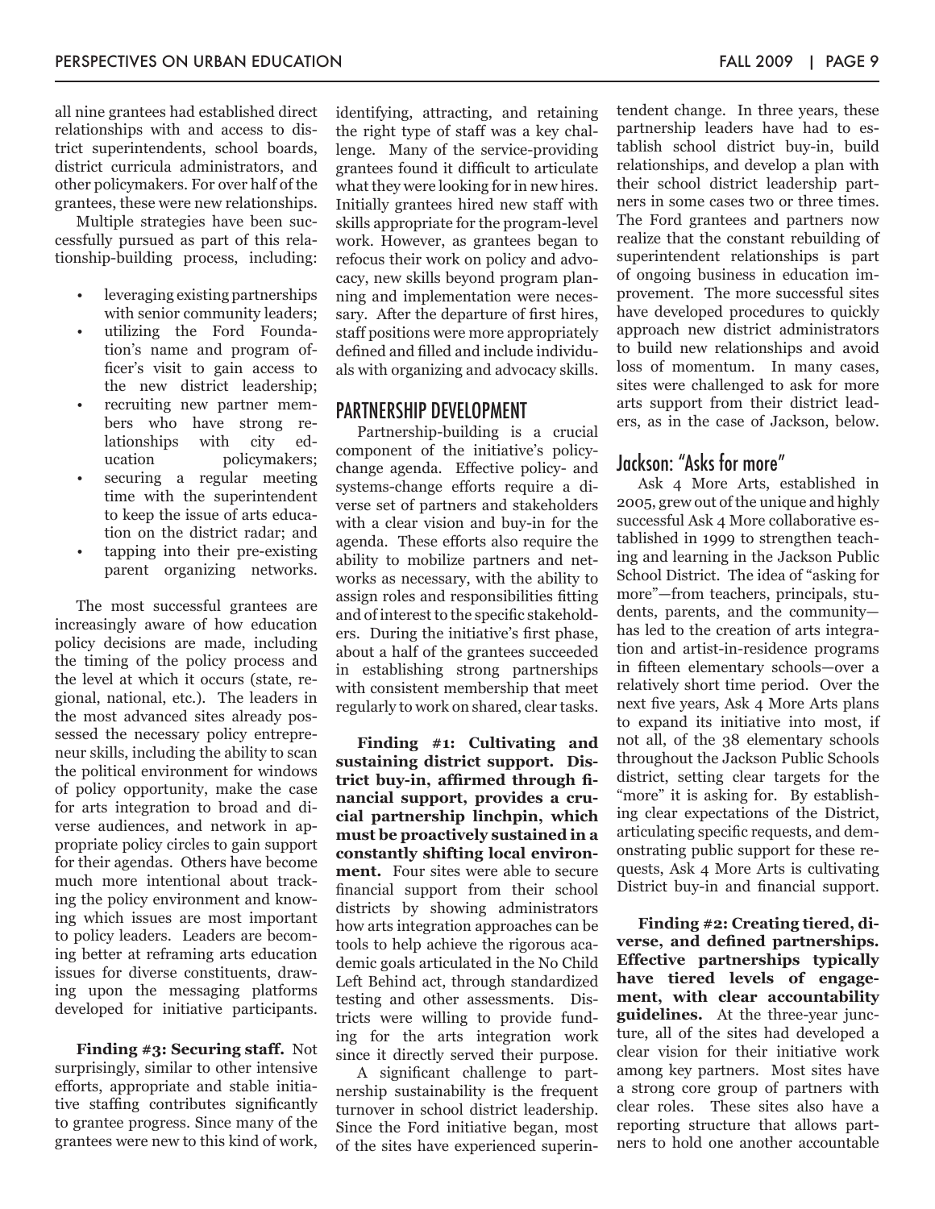all nine grantees had established direct relationships with and access to district superintendents, school boards, district curricula administrators, and other policymakers. For over half of the grantees, these were new relationships.

Multiple strategies have been successfully pursued as part of this relationship-building process, including:

- leveraging existing partnerships with senior community leaders;
- utilizing the Ford Foundation's name and program officer's visit to gain access to the new district leadership;
- recruiting new partner members who have strong relationships with city education policymakers;
- securing a regular meeting time with the superintendent to keep the issue of arts education on the district radar; and
- tapping into their pre-existing parent organizing networks.

The most successful grantees are increasingly aware of how education policy decisions are made, including the timing of the policy process and the level at which it occurs (state, regional, national, etc.). The leaders in the most advanced sites already possessed the necessary policy entrepreneur skills, including the ability to scan the political environment for windows of policy opportunity, make the case for arts integration to broad and diverse audiences, and network in appropriate policy circles to gain support for their agendas. Others have become much more intentional about tracking the policy environment and knowing which issues are most important to policy leaders. Leaders are becoming better at reframing arts education issues for diverse constituents, drawing upon the messaging platforms developed for initiative participants.

**Finding #3: Securing staff.** Not surprisingly, similar to other intensive efforts, appropriate and stable initiative staffing contributes significantly to grantee progress. Since many of the grantees were new to this kind of work, identifying, attracting, and retaining the right type of staff was a key challenge. Many of the service-providing grantees found it difficult to articulate what they were looking for in new hires. Initially grantees hired new staff with skills appropriate for the program-level work. However, as grantees began to refocus their work on policy and advocacy, new skills beyond program planning and implementation were necessary. After the departure of first hires, staff positions were more appropriately defined and filled and include individuals with organizing and advocacy skills.

## PARTNERSHIP DEVELOPMENT

Partnership-building is a crucial component of the initiative's policy-change agenda. Effective policy- and systems-change efforts require a diverse set of partners and stakeholders with a clear vision and buy-in for the agenda. These efforts also require the ability to mobilize partners and networks as necessary, with the ability to assign roles and responsibilities fitting and of interest to the specific stakeholders. During the initiative's first phase, about a half of the grantees succeeded in establishing strong partnerships with consistent membership that meet regularly to work on shared, clear tasks.

**Finding #1: Cultivating and sustaining district support. District buy-in, affirmed through financial support, provides a crucial partnership linchpin, which must be proactively sustained in a constantly shifting local environment.** Four sites were able to secure financial support from their school districts by showing administrators how arts integration approaches can be tools to help achieve the rigorous academic goals articulated in the No Child Left Behind act, through standardized testing and other assessments. Districts were willing to provide funding for the arts integration work since it directly served their purpose.

A significant challenge to partnership sustainability is the frequent turnover in school district leadership. Since the Ford initiative began, most of the sites have experienced superintendent change. In three years, these partnership leaders have had to establish school district buy-in, build relationships, and develop a plan with their school district leadership partners in some cases two or three times. The Ford grantees and partners now realize that the constant rebuilding of superintendent relationships is part of ongoing business in education improvement. The more successful sites have developed procedures to quickly approach new district administrators to build new relationships and avoid loss of momentum. In many cases, sites were challenged to ask for more arts support from their district leaders, as in the case of Jackson, below.

### Jackson: "Asks for more"

Ask 4 More Arts, established in 2005, grew out of the unique and highly successful Ask 4 More collaborative established in 1999 to strengthen teaching and learning in the Jackson Public School District. The idea of "asking for more"—from teachers, principals, students, parents, and the community—has led to the creation of arts integration and artist-in-residence programs in fifteen elementary schools—over a relatively short time period. Over the next five years, Ask 4 More Arts plans to expand its initiative into most, if not all, of the 38 elementary schools throughout the Jackson Public Schools district, setting clear targets for the "more" it is asking for. By establishing clear expectations of the District, articulating specific requests, and demonstrating public support for these requests, Ask 4 More Arts is cultivating District buy-in and financial support.

**Finding #2: Creating tiered, diverse, and defined partnerships. Effective partnerships typically have tiered levels of engagement, with clear accountability guidelines.** At the three-year juncture, all of the sites had developed a clear vision for their initiative work among key partners. Most sites have a strong core group of partners with clear roles. These sites also have a reporting structure that allows partners to hold one another accountable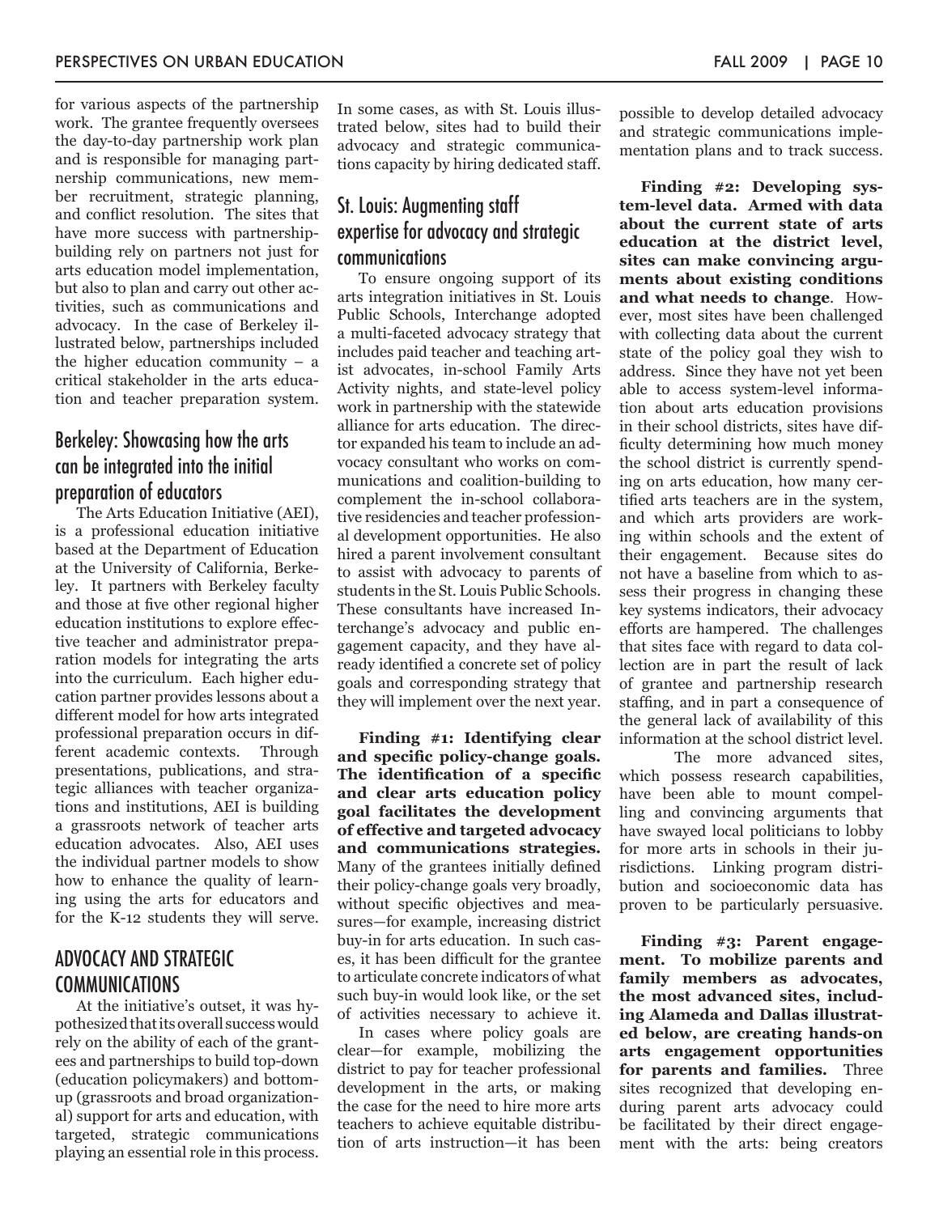for various aspects of the partnership work. The grantee frequently oversees the day-to-day partnership work plan and is responsible for managing partnership communications, new member recruitment, strategic planning, and conflict resolution. The sites that have more success with partnership-building rely on partners not just for arts education model implementation, but also to plan and carry out other activities, such as communications and advocacy. In the case of Berkeley illustrated below, partnerships included the higher education community – a critical stakeholder in the arts education and teacher preparation system.

## Berkeley: Showcasing how the arts can be integrated into the initial preparation of educators

The Arts Education Initiative (AEI), is a professional education initiative based at the Department of Education at the University of California, Berkeley. It partners with Berkeley faculty and those at five other regional higher education institutions to explore effective teacher and administrator preparation models for integrating the arts into the curriculum. Each higher education partner provides lessons about a different model for how arts integrated professional preparation occurs in different academic contexts. Through presentations, publications, and strategic alliances with teacher organizations and institutions, AEI is building a grassroots network of teacher arts education advocates. Also, AEI uses the individual partner models to show how to enhance the quality of learning using the arts for educators and for the K-12 students they will serve.

## ADVOCACY AND STRATEGIC COMMUNICATIONS

At the initiative's outset, it was hypothesized that its overall success would rely on the ability of each of the grantees and partnerships to build top-down (education policymakers) and bottom-up (grassroots and broad organizational) support for arts and education, with targeted, strategic communications playing an essential role in this process. In some cases, as with St. Louis illustrated below, sites had to build their advocacy and strategic communications capacity by hiring dedicated staff.

## St. Louis: Augmenting staff expertise for advocacy and strategic communications

To ensure ongoing support of its arts integration initiatives in St. Louis Public Schools, Interchange adopted a multi-faceted advocacy strategy that includes paid teacher and teaching artist advocates, in-school Family Arts Activity nights, and state-level policy work in partnership with the statewide alliance for arts education. The director expanded his team to include an advocacy consultant who works on communications and coalition-building to complement the in-school collaborative residencies and teacher professional development opportunities. He also hired a parent involvement consultant to assist with advocacy to parents of students in the St. Louis Public Schools. These consultants have increased Interchange's advocacy and public engagement capacity, and they have already identified a concrete set of policy goals and corresponding strategy that they will implement over the next year.

**Finding #1: Identifying clear and specific policy-change goals. The identification of a specific and clear arts education policy goal facilitates the development of effective and targeted advocacy and communications strategies.** Many of the grantees initially defined their policy-change goals very broadly, without specific objectives and measures—for example, increasing district buy-in for arts education. In such cases, it has been difficult for the grantee to articulate concrete indicators of what such buy-in would look like, or the set of activities necessary to achieve it.

In cases where policy goals are clear—for example, mobilizing the district to pay for teacher professional development in the arts, or making the case for the need to hire more arts teachers to achieve equitable distribution of arts instruction—it has been possible to develop detailed advocacy and strategic communications implementation plans and to track success.

**Finding #2: Developing system-level data. Armed with data about the current state of arts education at the district level, sites can make convincing arguments about existing conditions and what needs to change**. However, most sites have been challenged with collecting data about the current state of the policy goal they wish to address. Since they have not yet been able to access system-level information about arts education provisions in their school districts, sites have difficulty determining how much money the school district is currently spending on arts education, how many certified arts teachers are in the system, and which arts providers are working within schools and the extent of their engagement. Because sites do not have a baseline from which to assess their progress in changing these key systems indicators, their advocacy efforts are hampered. The challenges that sites face with regard to data collection are in part the result of lack of grantee and partnership research staffing, and in part a consequence of the general lack of availability of this information at the school district level.

The more advanced sites, which possess research capabilities, have been able to mount compelling and convincing arguments that have swayed local politicians to lobby for more arts in schools in their jurisdictions. Linking program distribution and socioeconomic data has proven to be particularly persuasive.

**Finding #3: Parent engagement. To mobilize parents and family members as advocates, the most advanced sites, including Alameda and Dallas illustrated below, are creating hands-on arts engagement opportunities for parents and families.** Three sites recognized that developing enduring parent arts advocacy could be facilitated by their direct engagement with the arts: being creators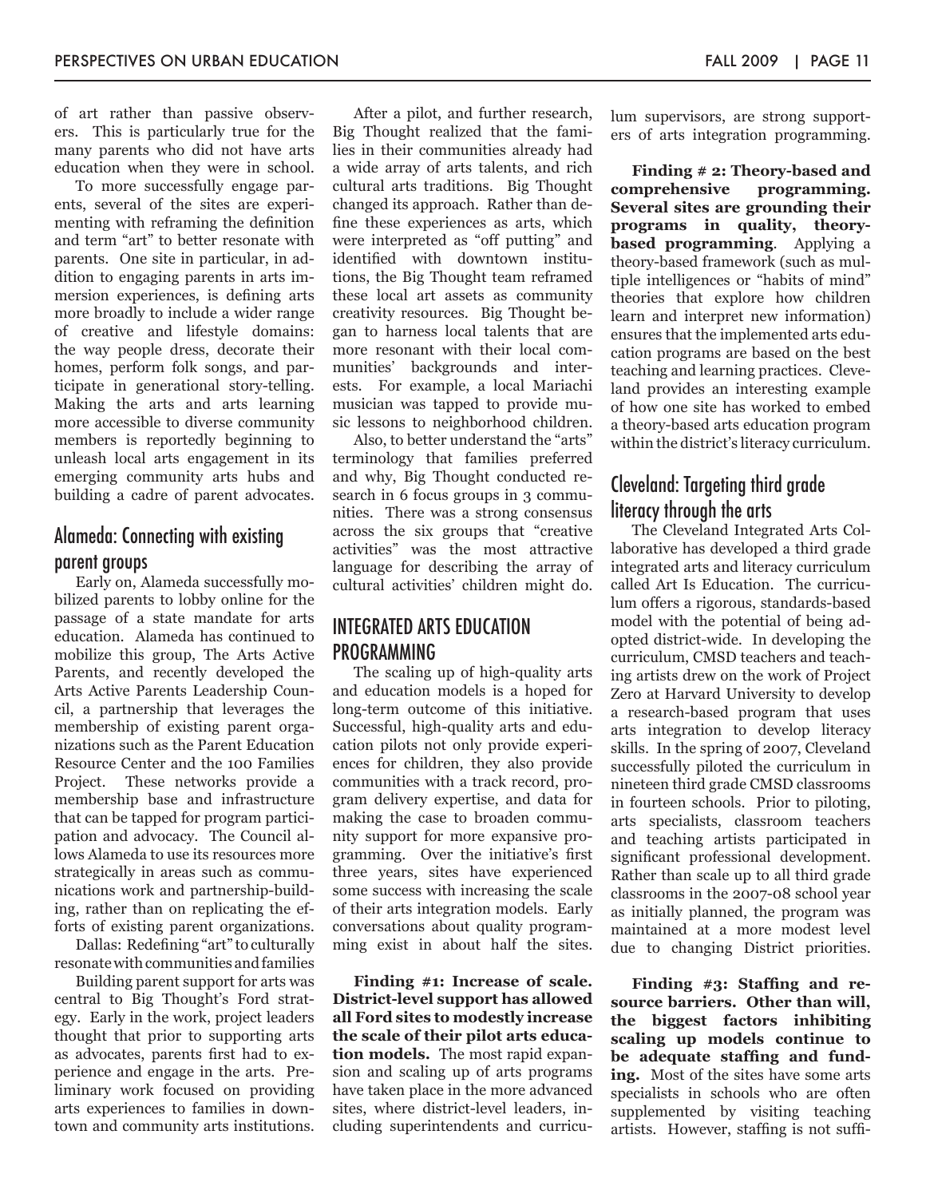of art rather than passive observers. This is particularly true for the many parents who did not have arts education when they were in school.

To more successfully engage parents, several of the sites are experimenting with reframing the definition and term "art" to better resonate with parents. One site in particular, in addition to engaging parents in arts immersion experiences, is defining arts more broadly to include a wider range of creative and lifestyle domains: the way people dress, decorate their homes, perform folk songs, and participate in generational story-telling. Making the arts and arts learning more accessible to diverse community members is reportedly beginning to unleash local arts engagement in its emerging community arts hubs and building a cadre of parent advocates.

### Alameda: Connecting with existing parent groups

Early on, Alameda successfully mobilized parents to lobby online for the passage of a state mandate for arts education. Alameda has continued to mobilize this group, The Arts Active Parents, and recently developed the Arts Active Parents Leadership Council, a partnership that leverages the membership of existing parent organizations such as the Parent Education Resource Center and the 100 Families Project. These networks provide a membership base and infrastructure that can be tapped for program participation and advocacy. The Council allows Alameda to use its resources more strategically in areas such as communications work and partnership-building, rather than on replicating the efforts of existing parent organizations.

Dallas: Redefining "art" to culturally resonate with communities and families

Building parent support for arts was central to Big Thought's Ford strategy. Early in the work, project leaders thought that prior to supporting arts as advocates, parents first had to experience and engage in the arts. Preliminary work focused on providing arts experiences to families in downtown and community arts institutions.

After a pilot, and further research, Big Thought realized that the families in their communities already had a wide array of arts talents, and rich cultural arts traditions. Big Thought changed its approach. Rather than define these experiences as arts, which were interpreted as "off putting" and identified with downtown institutions, the Big Thought team reframed these local art assets as community creativity resources. Big Thought began to harness local talents that are more resonant with their local communities' backgrounds and interests. For example, a local Mariachi musician was tapped to provide music lessons to neighborhood children.

Also, to better understand the "arts" terminology that families preferred and why, Big Thought conducted research in 6 focus groups in 3 communities. There was a strong consensus across the six groups that "creative activities" was the most attractive language for describing the array of cultural activities' children might do.

## INTEGRATED ARTS EDUCATION PROGRAMMING

The scaling up of high-quality arts and education models is a hoped for long-term outcome of this initiative. Successful, high-quality arts and education pilots not only provide experiences for children, they also provide communities with a track record, program delivery expertise, and data for making the case to broaden community support for more expansive programming. Over the initiative's first three years, sites have experienced some success with increasing the scale of their arts integration models. Early conversations about quality programming exist in about half the sites.

**Finding #1: Increase of scale. District-level support has allowed all Ford sites to modestly increase the scale of their pilot arts education models.** The most rapid expansion and scaling up of arts programs have taken place in the more advanced sites, where district-level leaders, including superintendents and curriculum supervisors, are strong supporters of arts integration programming.

**Finding # 2: Theory-based and comprehensive programming. Several sites are grounding their programs in quality, theory-based programming**. Applying a theory-based framework (such as multiple intelligences or "habits of mind" theories that explore how children learn and interpret new information) ensures that the implemented arts education programs are based on the best teaching and learning practices. Cleveland provides an interesting example of how one site has worked to embed a theory-based arts education program within the district's literacy curriculum.

### Cleveland: Targeting third grade literacy through the arts

The Cleveland Integrated Arts Collaborative has developed a third grade integrated arts and literacy curriculum called Art Is Education. The curriculum offers a rigorous, standards-based model with the potential of being adopted district-wide. In developing the curriculum, CMSD teachers and teaching artists drew on the work of Project Zero at Harvard University to develop a research-based program that uses arts integration to develop literacy skills. In the spring of 2007, Cleveland successfully piloted the curriculum in nineteen third grade CMSD classrooms in fourteen schools. Prior to piloting, arts specialists, classroom teachers and teaching artists participated in significant professional development. Rather than scale up to all third grade classrooms in the 2007-08 school year as initially planned, the program was maintained at a more modest level due to changing District priorities.

**Finding #3: Staffing and resource barriers. Other than will, the biggest factors inhibiting scaling up models continue to be adequate staffing and funding.** Most of the sites have some arts specialists in schools who are often supplemented by visiting teaching artists. However, staffing is not suffi-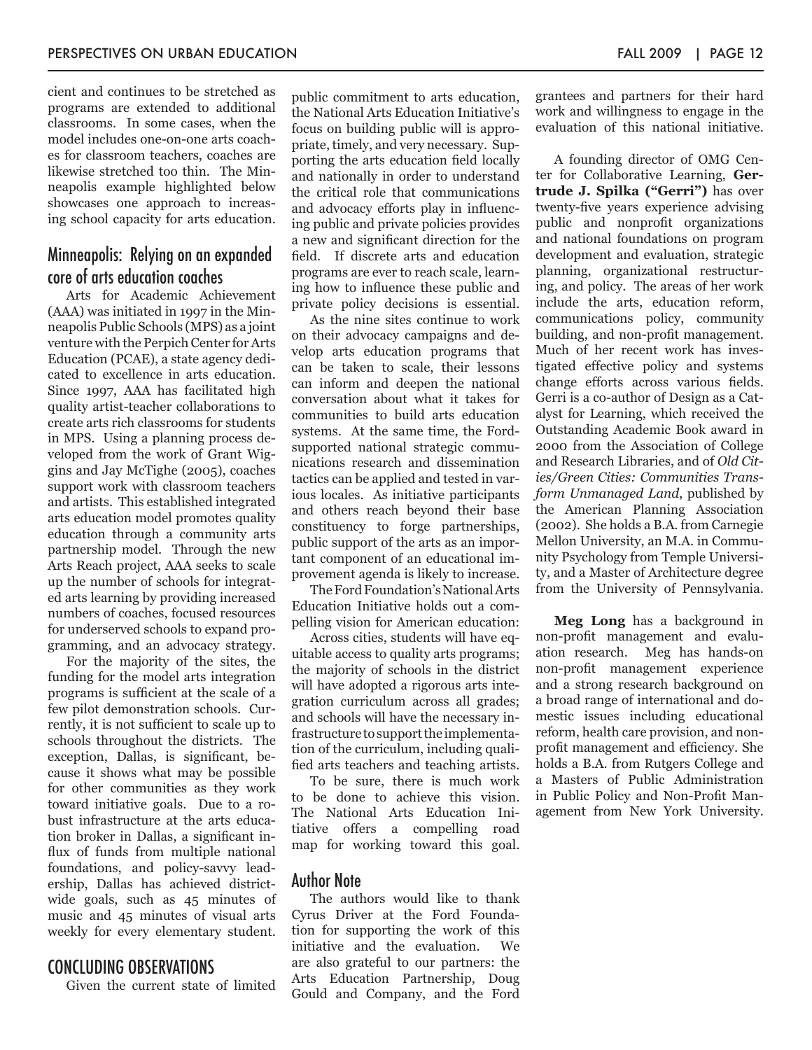cient and continues to be stretched as programs are extended to additional classrooms. In some cases, when the model includes one-on-one arts coaches for classroom teachers, coaches are likewise stretched too thin. The Minneapolis example highlighted below showcases one approach to increasing school capacity for arts education.

## Minneapolis: Relying on an expanded core of arts education coaches

Arts for Academic Achievement (AAA) was initiated in 1997 in the Minneapolis Public Schools (MPS) as a joint venture with the Perpich Center for Arts Education (PCAE), a state agency dedicated to excellence in arts education. Since 1997, AAA has facilitated high quality artist-teacher collaborations to create arts rich classrooms for students in MPS. Using a planning process developed from the work of Grant Wiggins and Jay McTighe (2005), coaches support work with classroom teachers and artists. This established integrated arts education model promotes quality education through a community arts partnership model. Through the new Arts Reach project, AAA seeks to scale up the number of schools for integrated arts learning by providing increased numbers of coaches, focused resources for underserved schools to expand programming, and an advocacy strategy.

For the majority of the sites, the funding for the model arts integration programs is sufficient at the scale of a few pilot demonstration schools. Currently, it is not sufficient to scale up to schools throughout the districts. The exception, Dallas, is significant, because it shows what may be possible for other communities as they work toward initiative goals. Due to a robust infrastructure at the arts education broker in Dallas, a significant influx of funds from multiple national foundations, and policy-savvy leadership, Dallas has achieved districtwide goals, such as 45 minutes of music and 45 minutes of visual arts weekly for every elementary student.

## CONCLUDING OBSERVATIONS

Given the current state of limited public commitment to arts education, the National Arts Education Initiative's focus on building public will is appropriate, timely, and very necessary. Supporting the arts education field locally and nationally in order to understand the critical role that communications and advocacy efforts play in influencing public and private policies provides a new and significant direction for the field. If discrete arts and education programs are ever to reach scale, learning how to influence these public and private policy decisions is essential.

As the nine sites continue to work on their advocacy campaigns and develop arts education programs that can be taken to scale, their lessons can inform and deepen the national conversation about what it takes for communities to build arts education systems. At the same time, the Ford-supported national strategic communications research and dissemination tactics can be applied and tested in various locales. As initiative participants and others reach beyond their base constituency to forge partnerships, public support of the arts as an important component of an educational improvement agenda is likely to increase.

The Ford Foundation's National Arts Education Initiative holds out a compelling vision for American education:

Across cities, students will have equitable access to quality arts programs; the majority of schools in the district will have adopted a rigorous arts integration curriculum across all grades; and schools will have the necessary infrastructure to support the implementation of the curriculum, including qualified arts teachers and teaching artists.

To be sure, there is much work to be done to achieve this vision. The National Arts Education Initiative offers a compelling road map for working toward this goal.

## Author Note

The authors would like to thank Cyrus Driver at the Ford Foundation for supporting the work of this initiative and the evaluation. We are also grateful to our partners: the Arts Education Partnership, Doug Gould and Company, and the Ford grantees and partners for their hard work and willingness to engage in the evaluation of this national initiative.

A founding director of OMG Center for Collaborative Learning, **Gertrude J. Spilka ("Gerri")** has over twenty-five years experience advising public and nonprofit organizations and national foundations on program development and evaluation, strategic planning, organizational restructuring, and policy. The areas of her work include the arts, education reform, communications policy, community building, and non-profit management. Much of her recent work has investigated effective policy and systems change efforts across various fields. Gerri is a co-author of Design as a Catalyst for Learning, which received the Outstanding Academic Book award in 2000 from the Association of College and Research Libraries, and of *Old Cities/Green Cities: Communities Transform Unmanaged Land*, published by the American Planning Association (2002). She holds a B.A. from Carnegie Mellon University, an M.A. in Community Psychology from Temple University, and a Master of Architecture degree from the University of Pennsylvania.

**Meg Long** has a background in non-profit management and evaluation research. Meg has hands-on non-profit management experience and a strong research background on a broad range of international and domestic issues including educational reform, health care provision, and non-profit management and efficiency. She holds a B.A. from Rutgers College and a Masters of Public Administration in Public Policy and Non-Profit Management from New York University.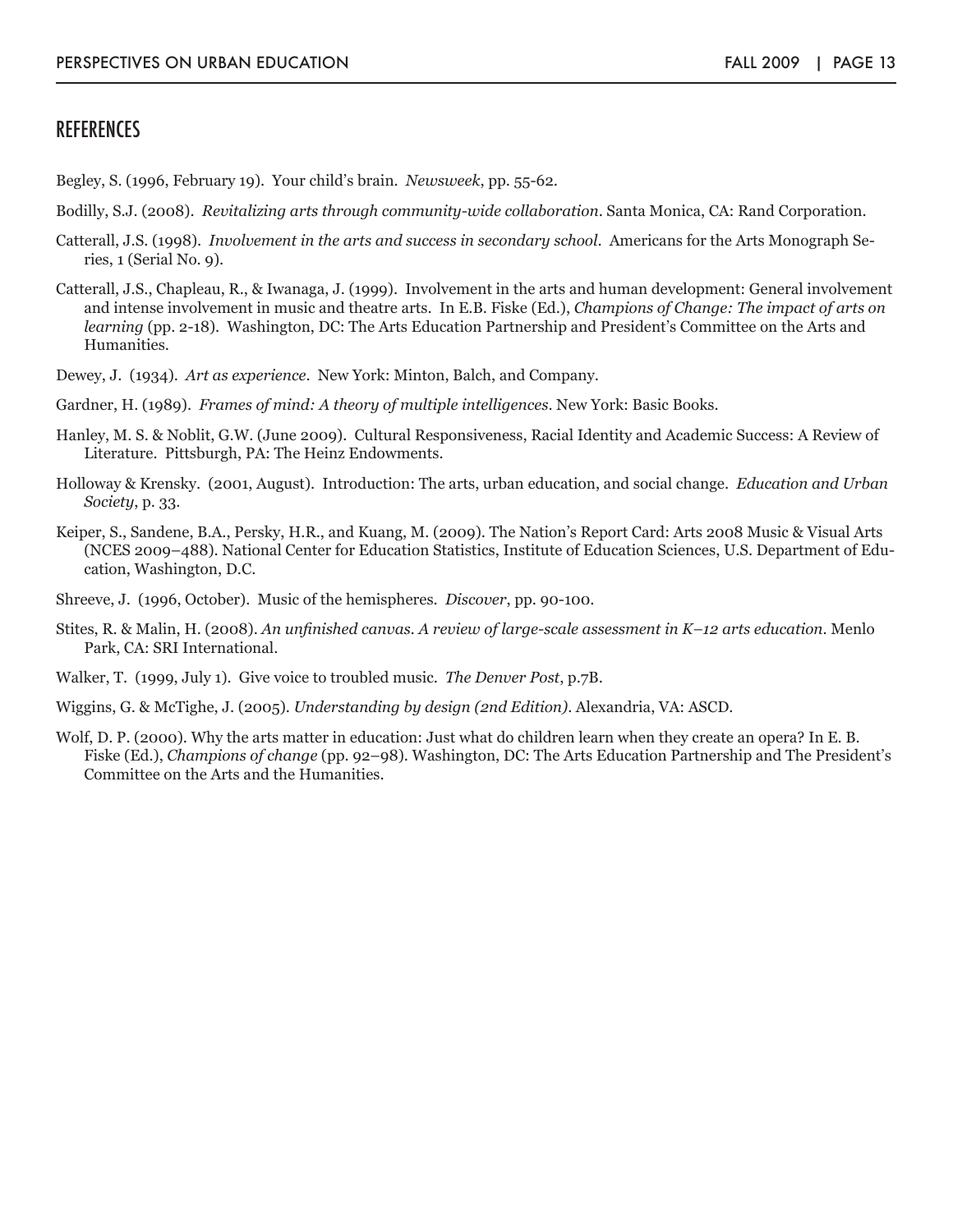## REFERENCES

Begley, S. (1996, February 19). Your child's brain. *Newsweek*, pp. 55-62.

Bodilly, S.J. (2008). *Revitalizing arts through community-wide collaboration*. Santa Monica, CA: Rand Corporation.

Catterall, J.S. (1998). *Involvement in the arts and success in secondary school*. Americans for the Arts Monograph Series, 1 (Serial No. 9).

Catterall, J.S., Chapleau, R., & Iwanaga, J. (1999). Involvement in the arts and human development: General involvement and intense involvement in music and theatre arts. In E.B. Fiske (Ed.), *Champions of Change: The impact of arts on learning* (pp. 2-18). Washington, DC: The Arts Education Partnership and President's Committee on the Arts and Humanities.

Dewey, J. (1934). *Art as experience*. New York: Minton, Balch, and Company.

Gardner, H. (1989). *Frames of mind: A theory of multiple intelligences*. New York: Basic Books.

Hanley, M. S. & Noblit, G.W. (June 2009). Cultural Responsiveness, Racial Identity and Academic Success: A Review of Literature. Pittsburgh, PA: The Heinz Endowments.

Holloway & Krensky. (2001, August). Introduction: The arts, urban education, and social change. *Education and Urban Society*, p. 33.

Keiper, S., Sandene, B.A., Persky, H.R., and Kuang, M. (2009). The Nation's Report Card: Arts 2008 Music & Visual Arts (NCES 2009–488). National Center for Education Statistics, Institute of Education Sciences, U.S. Department of Education, Washington, D.C.

Shreeve, J. (1996, October). Music of the hemispheres. *Discover*, pp. 90-100.

Stites, R. & Malin, H. (2008). *An unfinished canvas. A review of large-scale assessment in K–12 arts education*. Menlo Park, CA: SRI International.

Walker, T. (1999, July 1). Give voice to troubled music. *The Denver Post*, p.7B.

Wiggins, G. & McTighe, J. (2005). *Understanding by design (2nd Edition)*. Alexandria, VA: ASCD.

Wolf, D. P. (2000). Why the arts matter in education: Just what do children learn when they create an opera? In E. B. Fiske (Ed.), *Champions of change* (pp. 92–98). Washington, DC: The Arts Education Partnership and The President's Committee on the Arts and the Humanities.